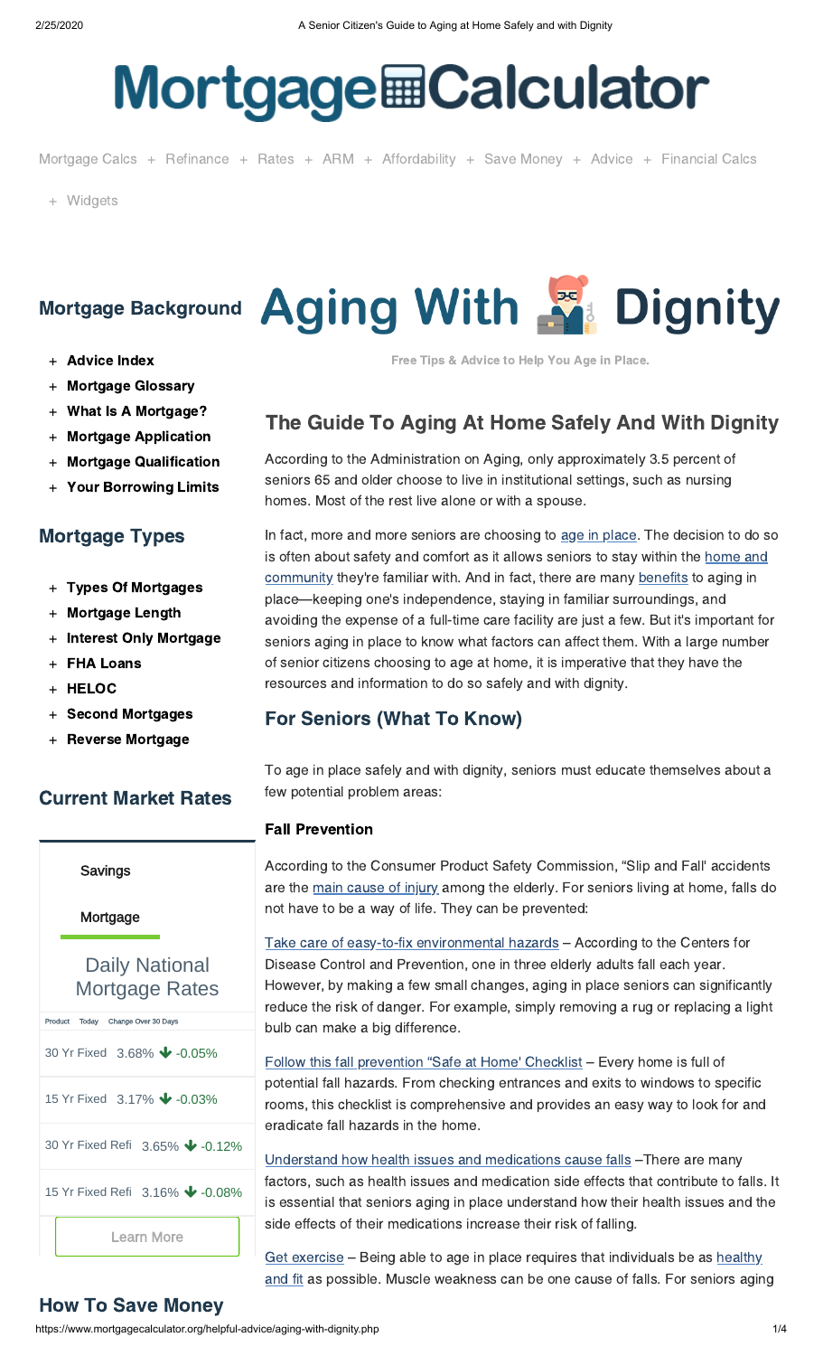# MortgageCalculator

Mortgage Calcs + Refinance + Rates + ARM + Affordability + Save Money + Advice + Financial Calcs + Widgets

## Mortgage Background

- Advice Index
- Mortgage Glossary
- What Is A Mortgage?
- Mortgage Application
- Mortgage Qualification
- Your Borrowing Limits

## Mortgage Types

- Types Of Mortgages
- Mortgage Length
- Interest Only Mortgage
- FHA Loans
- HELOC
- Second Mortgages
- Reverse Mortgage

## Current Market Rates

Savings

Mortgage

Daily National Mortgage Rates

| Product | Today | Change Over 30 Days |
| --- | --- | --- |
| 30 Yr Fixed | 3.68% | -0.05% |
| 15 Yr Fixed | 3.17% | -0.03% |
| 30 Yr Fixed Refi | 3.65% | -0.12% |
| 15 Yr Fixed Refi | 3.16% | -0.08% |

Learn More

## How To Save Money

# Aging With Dignity

Free Tips & Advice to Help You Age in Place.

## The Guide To Aging At Home Safely And With Dignity

According to the Administration on Aging, only approximately 3.5 percent of seniors 65 and older choose to live in institutional settings, such as nursing homes. Most of the rest live alone or with a spouse.

In fact, more and more seniors are choosing to age in place. The decision to do so is often about safety and comfort as it allows seniors to stay within the home and community they're familiar with. And in fact, there are many benefits to aging in place—keeping one's independence, staying in familiar surroundings, and avoiding the expense of a full-time care facility are just a few. But it's important for seniors aging in place to know what factors can affect them. With a large number of senior citizens choosing to age at home, it is imperative that they have the resources and information to do so safely and with dignity.

## For Seniors (What To Know)

To age in place safely and with dignity, seniors must educate themselves about a few potential problem areas:

### Fall Prevention

According to the Consumer Product Safety Commission, "Slip and Fall' accidents are the main cause of injury among the elderly. For seniors living at home, falls do not have to be a way of life. They can be prevented:

Take care of easy-to-fix environmental hazards – According to the Centers for Disease Control and Prevention, one in three elderly adults fall each year. However, by making a few small changes, aging in place seniors can significantly reduce the risk of danger. For example, simply removing a rug or replacing a light bulb can make a big difference.

Follow this fall prevention "Safe at Home' Checklist – Every home is full of potential fall hazards. From checking entrances and exits to windows to specific rooms, this checklist is comprehensive and provides an easy way to look for and eradicate fall hazards in the home.

Understand how health issues and medications cause falls –There are many factors, such as health issues and medication side effects that contribute to falls. It is essential that seniors aging in place understand how their health issues and the side effects of their medications increase their risk of falling.

Get exercise – Being able to age in place requires that individuals be as healthy and fit as possible. Muscle weakness can be one cause of falls. For seniors aging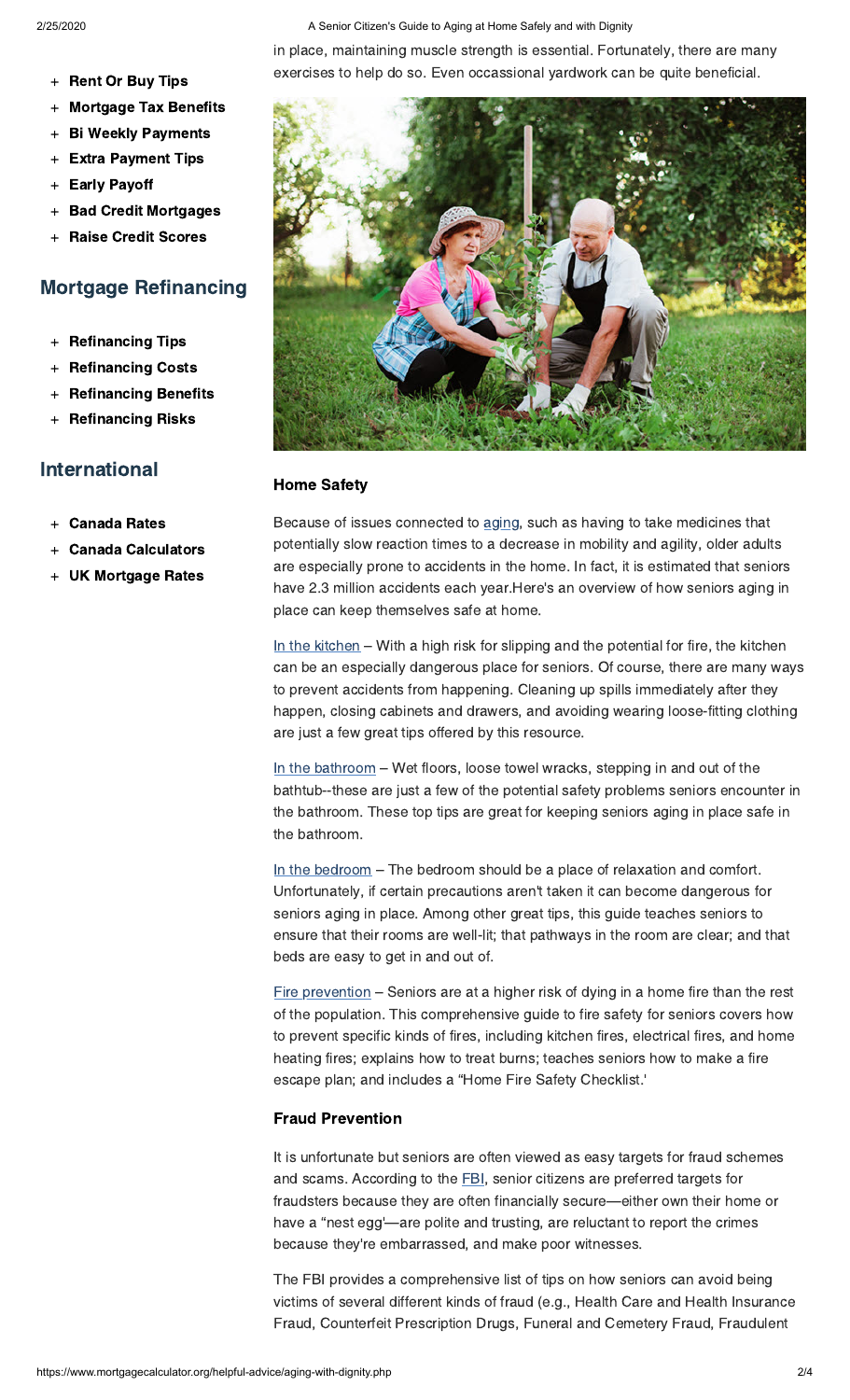- + Rent Or Buy Tips
- + Mortgage Tax Benefits
- + Bi Weekly Payments
- + Extra Payment Tips
- + Early Payoff
- + Bad Credit Mortgages
- + Raise Credit Scores

## Mortgage Refinancing

- + Refinancing Tips
- + Refinancing Costs
- + Refinancing Benefits
- + Refinancing Risks

## International

- + Canada Rates
- + Canada Calculators
- + UK Mortgage Rates

in place, maintaining muscle strength is essential. Fortunately, there are many exercises to help do so. Even occassional yardwork can be quite beneficial.

### Home Safety

Because of issues connected to aging, such as having to take medicines that potentially slow reaction times to a decrease in mobility and agility, older adults are especially prone to accidents in the home. In fact, it is estimated that seniors have 2.3 million accidents each year.Here's an overview of how seniors aging in place can keep themselves safe at home.

In the kitchen – With a high risk for slipping and the potential for fire, the kitchen can be an especially dangerous place for seniors. Of course, there are many ways to prevent accidents from happening. Cleaning up spills immediately after they happen, closing cabinets and drawers, and avoiding wearing loose-fitting clothing are just a few great tips offered by this resource.

In the bathroom – Wet floors, loose towel wracks, stepping in and out of the bathtub--these are just a few of the potential safety problems seniors encounter in the bathroom. These top tips are great for keeping seniors aging in place safe in the bathroom.

In the bedroom – The bedroom should be a place of relaxation and comfort. Unfortunately, if certain precautions aren't taken it can become dangerous for seniors aging in place. Among other great tips, this guide teaches seniors to ensure that their rooms are well-lit; that pathways in the room are clear; and that beds are easy to get in and out of.

Fire prevention – Seniors are at a higher risk of dying in a home fire than the rest of the population. This comprehensive guide to fire safety for seniors covers how to prevent specific kinds of fires, including kitchen fires, electrical fires, and home heating fires; explains how to treat burns; teaches seniors how to make a fire escape plan; and includes a "Home Fire Safety Checklist.'

### Fraud Prevention

It is unfortunate but seniors are often viewed as easy targets for fraud schemes and scams. According to the FBI, senior citizens are preferred targets for fraudsters because they are often financially secure—either own their home or have a "nest egg'—are polite and trusting, are reluctant to report the crimes because they're embarrassed, and make poor witnesses.

The FBI provides a comprehensive list of tips on how seniors can avoid being victims of several different kinds of fraud (e.g., Health Care and Health Insurance Fraud, Counterfeit Prescription Drugs, Funeral and Cemetery Fraud, Fraudulent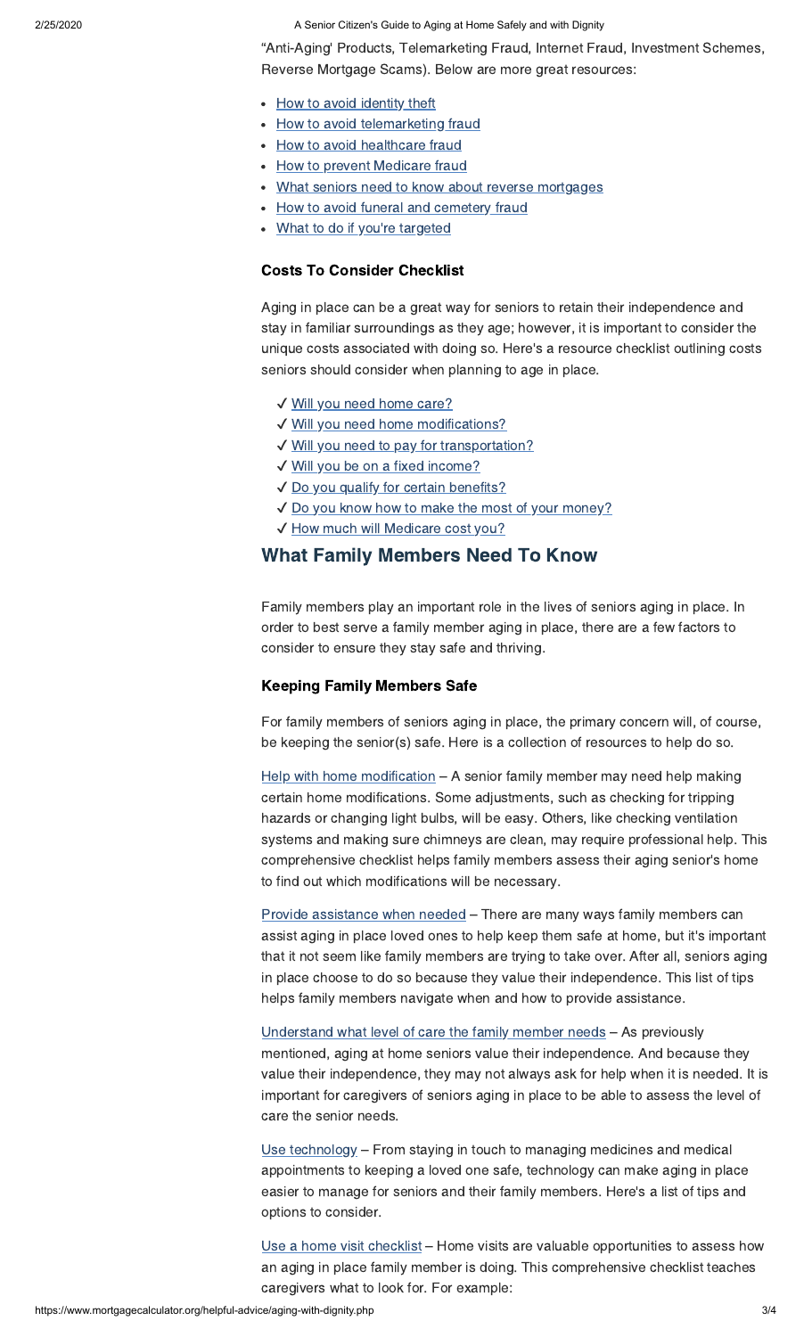"Anti-Aging' Products, Telemarketing Fraud, Internet Fraud, Investment Schemes, Reverse Mortgage Scams). Below are more great resources:

- How to avoid identity theft
- How to avoid telemarketing fraud
- How to avoid healthcare fraud
- How to prevent Medicare fraud
- What seniors need to know about reverse mortgages
- How to avoid funeral and cemetery fraud
- What to do if you're targeted

### Costs To Consider Checklist

Aging in place can be a great way for seniors to retain their independence and stay in familiar surroundings as they age; however, it is important to consider the unique costs associated with doing so. Here's a resource checklist outlining costs seniors should consider when planning to age in place.

✓ Will you need home care?
✓ Will you need home modifications?
✓ Will you need to pay for transportation?
✓ Will you be on a fixed income?
✓ Do you qualify for certain benefits?
✓ Do you know how to make the most of your money?
✓ How much will Medicare cost you?

## What Family Members Need To Know

Family members play an important role in the lives of seniors aging in place. In order to best serve a family member aging in place, there are a few factors to consider to ensure they stay safe and thriving.

### Keeping Family Members Safe

For family members of seniors aging in place, the primary concern will, of course, be keeping the senior(s) safe. Here is a collection of resources to help do so.

Help with home modification – A senior family member may need help making certain home modifications. Some adjustments, such as checking for tripping hazards or changing light bulbs, will be easy. Others, like checking ventilation systems and making sure chimneys are clean, may require professional help. This comprehensive checklist helps family members assess their aging senior's home to find out which modifications will be necessary.

Provide assistance when needed – There are many ways family members can assist aging in place loved ones to help keep them safe at home, but it's important that it not seem like family members are trying to take over. After all, seniors aging in place choose to do so because they value their independence. This list of tips helps family members navigate when and how to provide assistance.

Understand what level of care the family member needs – As previously mentioned, aging at home seniors value their independence. And because they value their independence, they may not always ask for help when it is needed. It is important for caregivers of seniors aging in place to be able to assess the level of care the senior needs.

Use technology – From staying in touch to managing medicines and medical appointments to keeping a loved one safe, technology can make aging in place easier to manage for seniors and their family members. Here's a list of tips and options to consider.

Use a home visit checklist – Home visits are valuable opportunities to assess how an aging in place family member is doing. This comprehensive checklist teaches caregivers what to look for. For example: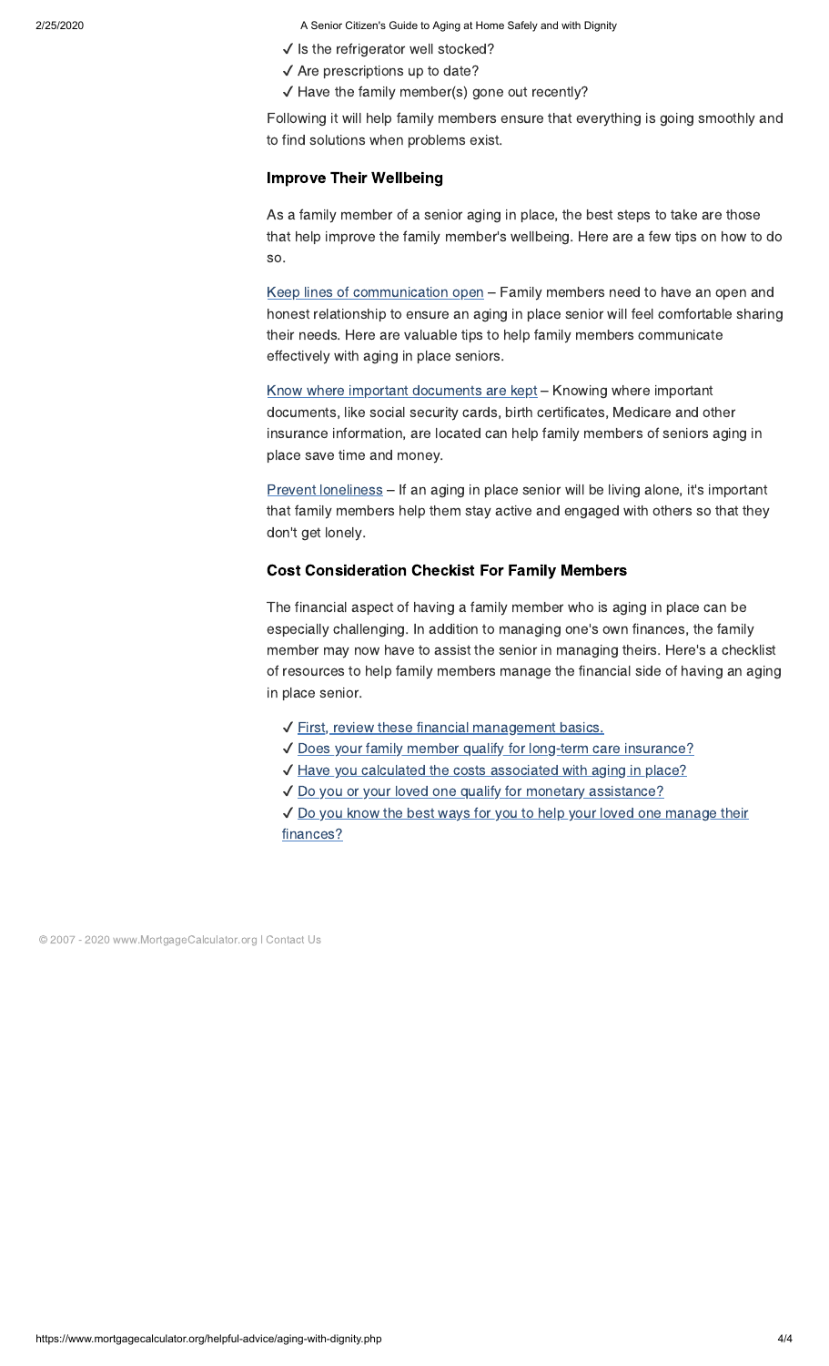✔ Is the refrigerator well stocked?
✔ Are prescriptions up to date?
✔ Have the family member(s) gone out recently?

Following it will help family members ensure that everything is going smoothly and to find solutions when problems exist.

### Improve Their Wellbeing

As a family member of a senior aging in place, the best steps to take are those that help improve the family member's wellbeing. Here are a few tips on how to do so.

Keep lines of communication open – Family members need to have an open and honest relationship to ensure an aging in place senior will feel comfortable sharing their needs. Here are valuable tips to help family members communicate effectively with aging in place seniors.

Know where important documents are kept – Knowing where important documents, like social security cards, birth certificates, Medicare and other insurance information, are located can help family members of seniors aging in place save time and money.

Prevent loneliness – If an aging in place senior will be living alone, it's important that family members help them stay active and engaged with others so that they don't get lonely.

### Cost Consideration Checklist For Family Members

The financial aspect of having a family member who is aging in place can be especially challenging. In addition to managing one's own finances, the family member may now have to assist the senior in managing theirs. Here's a checklist of resources to help family members manage the financial side of having an aging in place senior.

✔ First, review these financial management basics.
✔ Does your family member qualify for long-term care insurance?
✔ Have you calculated the costs associated with aging in place?
✔ Do you or your loved one qualify for monetary assistance?
✔ Do you know the best ways for you to help your loved one manage their finances?

© 2007 - 2020 www.MortgageCalculator.org | Contact Us